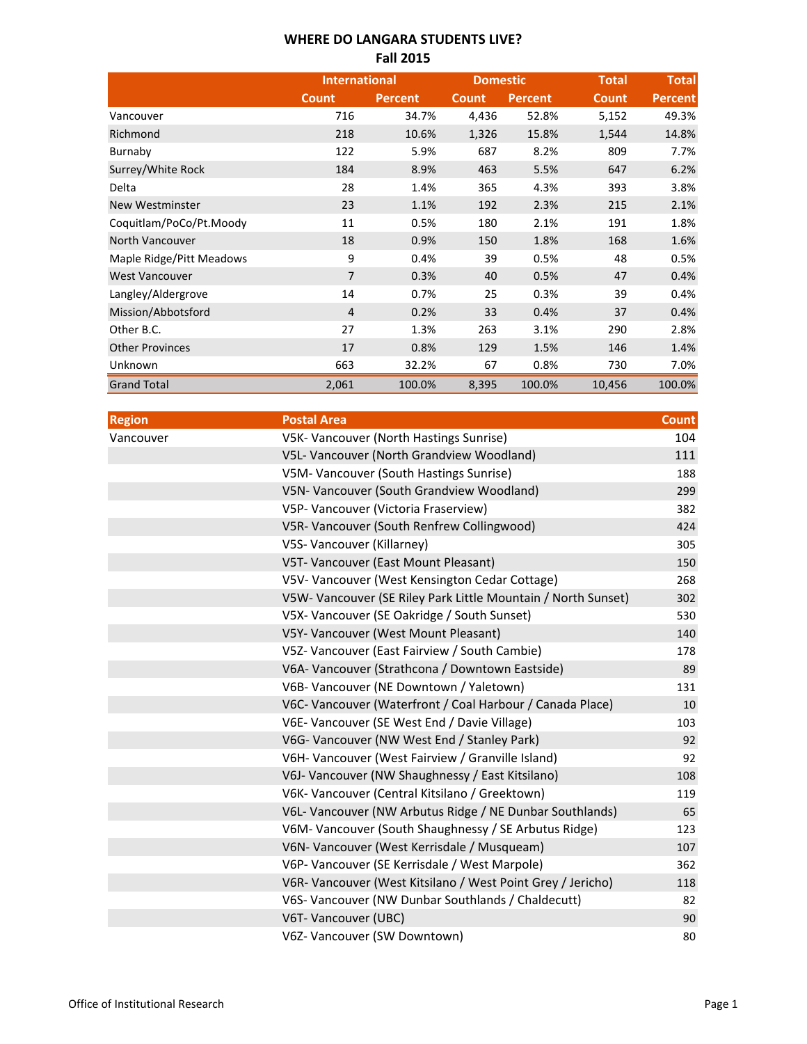# WHERE DO LANGARA STUDENTS LIVE?
## Fall 2015

| | International | | Domestic | | Total | Total |
|---|---|---|---|---|---|---|
| | Count | Percent | Count | Percent | Count | Percent |
| Vancouver | 716 | 34.7% | 4,436 | 52.8% | 5,152 | 49.3% |
| Richmond | 218 | 10.6% | 1,326 | 15.8% | 1,544 | 14.8% |
| Burnaby | 122 | 5.9% | 687 | 8.2% | 809 | 7.7% |
| Surrey/White Rock | 184 | 8.9% | 463 | 5.5% | 647 | 6.2% |
| Delta | 28 | 1.4% | 365 | 4.3% | 393 | 3.8% |
| New Westminster | 23 | 1.1% | 192 | 2.3% | 215 | 2.1% |
| Coquitlam/PoCo/Pt.Moody | 11 | 0.5% | 180 | 2.1% | 191 | 1.8% |
| North Vancouver | 18 | 0.9% | 150 | 1.8% | 168 | 1.6% |
| Maple Ridge/Pitt Meadows | 9 | 0.4% | 39 | 0.5% | 48 | 0.5% |
| West Vancouver | 7 | 0.3% | 40 | 0.5% | 47 | 0.4% |
| Langley/Aldergrove | 14 | 0.7% | 25 | 0.3% | 39 | 0.4% |
| Mission/Abbotsford | 4 | 0.2% | 33 | 0.4% | 37 | 0.4% |
| Other B.C. | 27 | 1.3% | 263 | 3.1% | 290 | 2.8% |
| Other Provinces | 17 | 0.8% | 129 | 1.5% | 146 | 1.4% |
| Unknown | 663 | 32.2% | 67 | 0.8% | 730 | 7.0% |
| Grand Total | 2,061 | 100.0% | 8,395 | 100.0% | 10,456 | 100.0% |

| Region | Postal Area | Count |
|---|---|---|
| Vancouver | V5K- Vancouver (North Hastings Sunrise) | 104 |
| | V5L- Vancouver (North Grandview Woodland) | 111 |
| | V5M- Vancouver (South Hastings Sunrise) | 188 |
| | V5N- Vancouver (South Grandview Woodland) | 299 |
| | V5P- Vancouver (Victoria Fraserview) | 382 |
| | V5R- Vancouver (South Renfrew Collingwood) | 424 |
| | V5S- Vancouver (Killarney) | 305 |
| | V5T- Vancouver (East Mount Pleasant) | 150 |
| | V5V- Vancouver (West Kensington Cedar Cottage) | 268 |
| | V5W- Vancouver (SE Riley Park Little Mountain / North Sunset) | 302 |
| | V5X- Vancouver (SE Oakridge / South Sunset) | 530 |
| | V5Y- Vancouver (West Mount Pleasant) | 140 |
| | V5Z- Vancouver (East Fairview / South Cambie) | 178 |
| | V6A- Vancouver (Strathcona / Downtown Eastside) | 89 |
| | V6B- Vancouver (NE Downtown / Yaletown) | 131 |
| | V6C- Vancouver (Waterfront / Coal Harbour / Canada Place) | 10 |
| | V6E- Vancouver (SE West End / Davie Village) | 103 |
| | V6G- Vancouver (NW West End / Stanley Park) | 92 |
| | V6H- Vancouver (West Fairview / Granville Island) | 92 |
| | V6J- Vancouver (NW Shaughnessy / East Kitsilano) | 108 |
| | V6K- Vancouver (Central Kitsilano / Greektown) | 119 |
| | V6L- Vancouver (NW Arbutus Ridge / NE Dunbar Southlands) | 65 |
| | V6M- Vancouver (South Shaughnessy / SE Arbutus Ridge) | 123 |
| | V6N- Vancouver (West Kerrisdale / Musqueam) | 107 |
| | V6P- Vancouver (SE Kerrisdale / West Marpole) | 362 |
| | V6R- Vancouver (West Kitsilano / West Point Grey / Jericho) | 118 |
| | V6S- Vancouver (NW Dunbar Southlands / Chaldecutt) | 82 |
| | V6T- Vancouver (UBC) | 90 |
| | V6Z- Vancouver (SW Downtown) | 80 |

Office of Institutional Research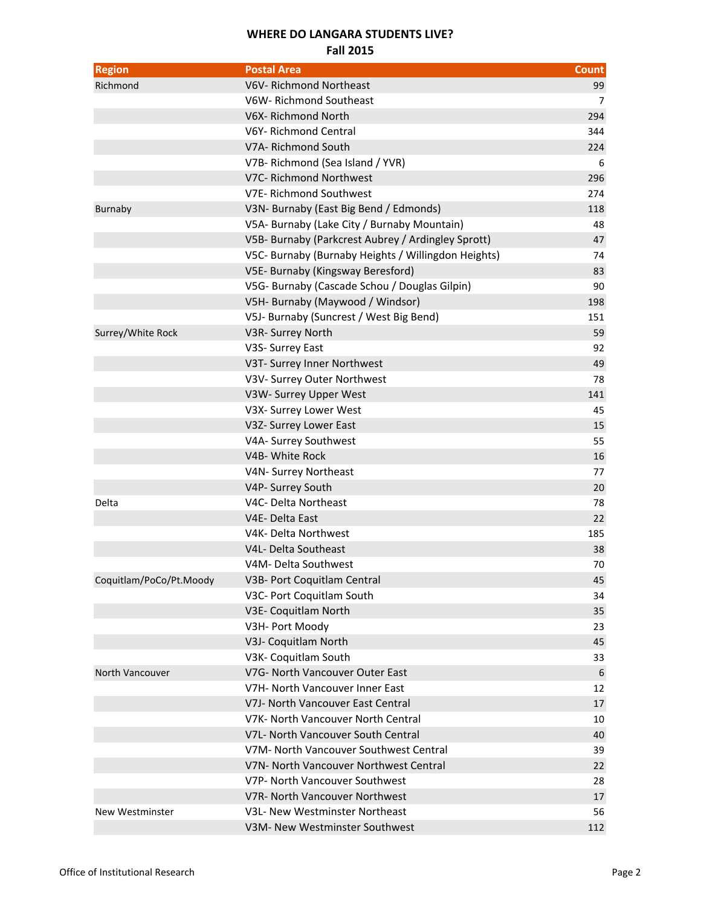**WHERE DO LANGARA STUDENTS LIVE?**
**Fall 2015**

| Region | Postal Area | Count |
|---|---|---|
| Richmond | V6V- Richmond Northeast | 99 |
| | V6W- Richmond Southeast | 7 |
| | V6X- Richmond North | 294 |
| | V6Y- Richmond Central | 344 |
| | V7A- Richmond South | 224 |
| | V7B- Richmond (Sea Island / YVR) | 6 |
| | V7C- Richmond Northwest | 296 |
| | V7E- Richmond Southwest | 274 |
| Burnaby | V3N- Burnaby (East Big Bend / Edmonds) | 118 |
| | V5A- Burnaby (Lake City / Burnaby Mountain) | 48 |
| | V5B- Burnaby (Parkcrest Aubrey / Ardingley Sprott) | 47 |
| | V5C- Burnaby (Burnaby Heights / Willingdon Heights) | 74 |
| | V5E- Burnaby (Kingsway Beresford) | 83 |
| | V5G- Burnaby (Cascade Schou / Douglas Gilpin) | 90 |
| | V5H- Burnaby (Maywood / Windsor) | 198 |
| | V5J- Burnaby (Suncrest / West Big Bend) | 151 |
| Surrey/White Rock | V3R- Surrey North | 59 |
| | V3S- Surrey East | 92 |
| | V3T- Surrey Inner Northwest | 49 |
| | V3V- Surrey Outer Northwest | 78 |
| | V3W- Surrey Upper West | 141 |
| | V3X- Surrey Lower West | 45 |
| | V3Z- Surrey Lower East | 15 |
| | V4A- Surrey Southwest | 55 |
| | V4B- White Rock | 16 |
| | V4N- Surrey Northeast | 77 |
| | V4P- Surrey South | 20 |
| Delta | V4C- Delta Northeast | 78 |
| | V4E- Delta East | 22 |
| | V4K- Delta Northwest | 185 |
| | V4L- Delta Southeast | 38 |
| | V4M- Delta Southwest | 70 |
| Coquitlam/PoCo/Pt.Moody | V3B- Port Coquitlam Central | 45 |
| | V3C- Port Coquitlam South | 34 |
| | V3E- Coquitlam North | 35 |
| | V3H- Port Moody | 23 |
| | V3J- Coquitlam North | 45 |
| | V3K- Coquitlam South | 33 |
| North Vancouver | V7G- North Vancouver Outer East | 6 |
| | V7H- North Vancouver Inner East | 12 |
| | V7J- North Vancouver East Central | 17 |
| | V7K- North Vancouver North Central | 10 |
| | V7L- North Vancouver South Central | 40 |
| | V7M- North Vancouver Southwest Central | 39 |
| | V7N- North Vancouver Northwest Central | 22 |
| | V7P- North Vancouver Southwest | 28 |
| | V7R- North Vancouver Northwest | 17 |
| New Westminster | V3L- New Westminster Northeast | 56 |
| | V3M- New Westminster Southwest | 112 |

Office of Institutional Research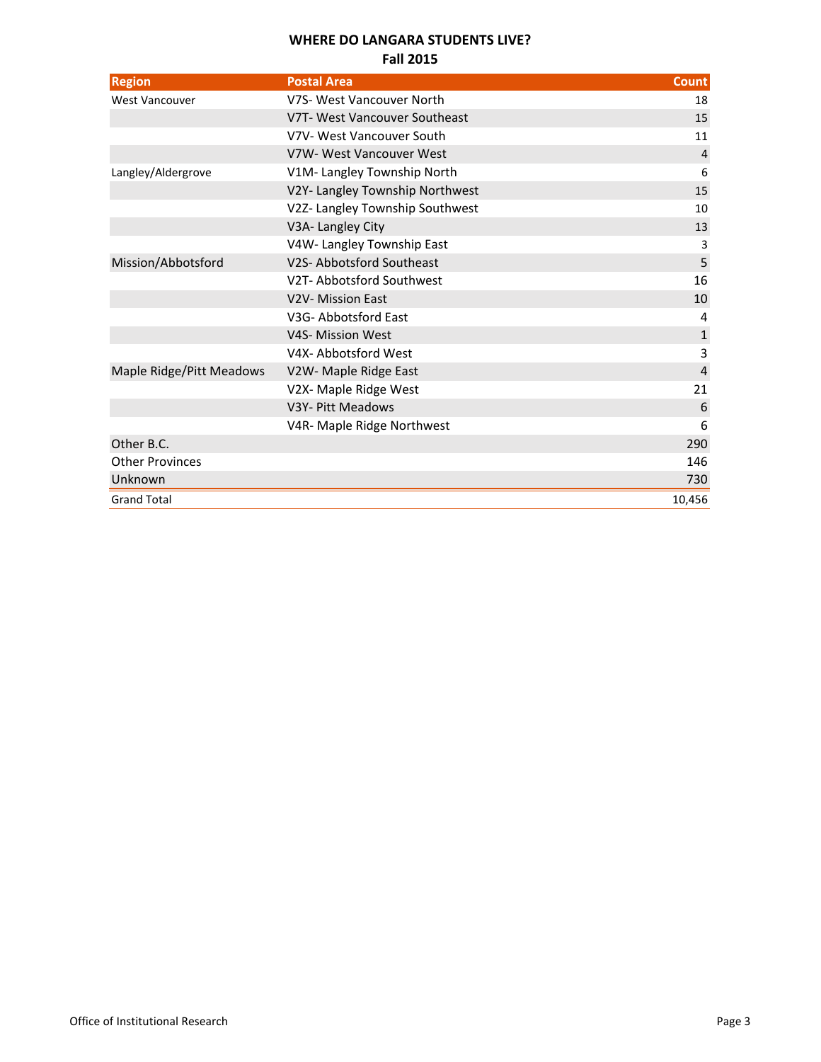## WHERE DO LANGARA STUDENTS LIVE?
## Fall 2015

| Region | Postal Area | Count |
| --- | --- | --- |
| West Vancouver | V7S- West Vancouver North | 18 |
| | V7T- West Vancouver Southeast | 15 |
| | V7V- West Vancouver South | 11 |
| | V7W- West Vancouver West | 4 |
| Langley/Aldergrove | V1M- Langley Township North | 6 |
| | V2Y- Langley Township Northwest | 15 |
| | V2Z- Langley Township Southwest | 10 |
| | V3A- Langley City | 13 |
| | V4W- Langley Township East | 3 |
| Mission/Abbotsford | V2S- Abbotsford Southeast | 5 |
| | V2T- Abbotsford Southwest | 16 |
| | V2V- Mission East | 10 |
| | V3G- Abbotsford East | 4 |
| | V4S- Mission West | 1 |
| | V4X- Abbotsford West | 3 |
| Maple Ridge/Pitt Meadows | V2W- Maple Ridge East | 4 |
| | V2X- Maple Ridge West | 21 |
| | V3Y- Pitt Meadows | 6 |
| | V4R- Maple Ridge Northwest | 6 |
| Other B.C. | | 290 |
| Other Provinces | | 146 |
| Unknown | | 730 |
| Grand Total | | 10,456 |

Office of Institutional Research